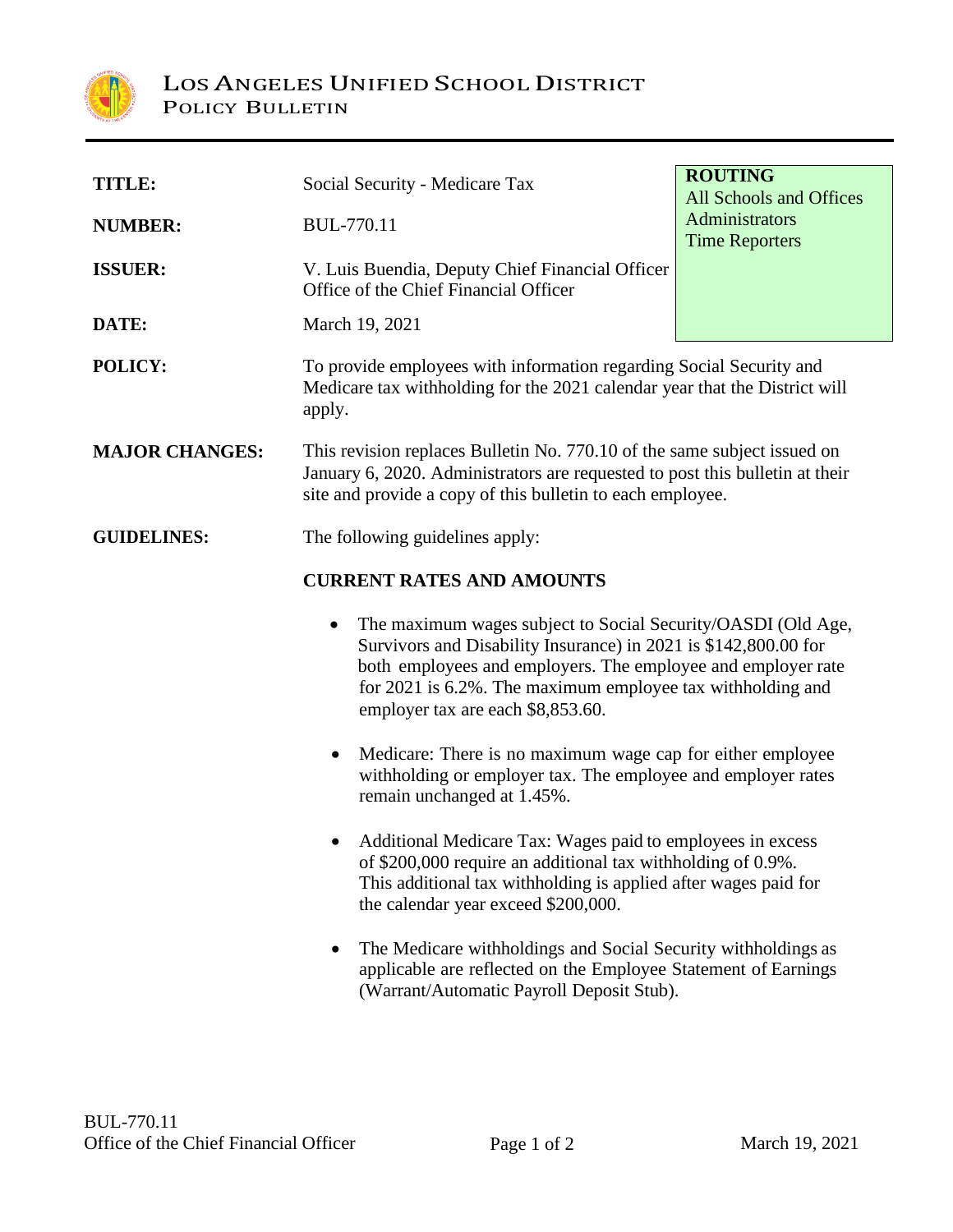# LOS ANGELES UNIFIED SCHOOL DISTRICT
## POLICY BULLETIN

| | | |
|---|---|---|
| **TITLE:** | Social Security - Medicare Tax | **ROUTING** All Schools and Offices Administrators Time Reporters |
| **NUMBER:** | BUL-770.11 | |
| **ISSUER:** | V. Luis Buendia, Deputy Chief Financial Officer Office of the Chief Financial Officer | |
| **DATE:** | March 19, 2021 | |

**POLICY:** To provide employees with information regarding Social Security and Medicare tax withholding for the 2021 calendar year that the District will apply.

**MAJOR CHANGES:** This revision replaces Bulletin No. 770.10 of the same subject issued on January 6, 2020. Administrators are requested to post this bulletin at their site and provide a copy of this bulletin to each employee.

**GUIDELINES:** The following guidelines apply:

**CURRENT RATES AND AMOUNTS**

- The maximum wages subject to Social Security/OASDI (Old Age, Survivors and Disability Insurance) in 2021 is $142,800.00 for both employees and employers. The employee and employer rate for 2021 is 6.2%. The maximum employee tax withholding and employer tax are each $8,853.60.

- Medicare: There is no maximum wage cap for either employee withholding or employer tax. The employee and employer rates remain unchanged at 1.45%.

- Additional Medicare Tax: Wages paid to employees in excess of $200,000 require an additional tax withholding of 0.9%. This additional tax withholding is applied after wages paid for the calendar year exceed $200,000.

- The Medicare withholdings and Social Security withholdings as applicable are reflected on the Employee Statement of Earnings (Warrant/Automatic Payroll Deposit Stub).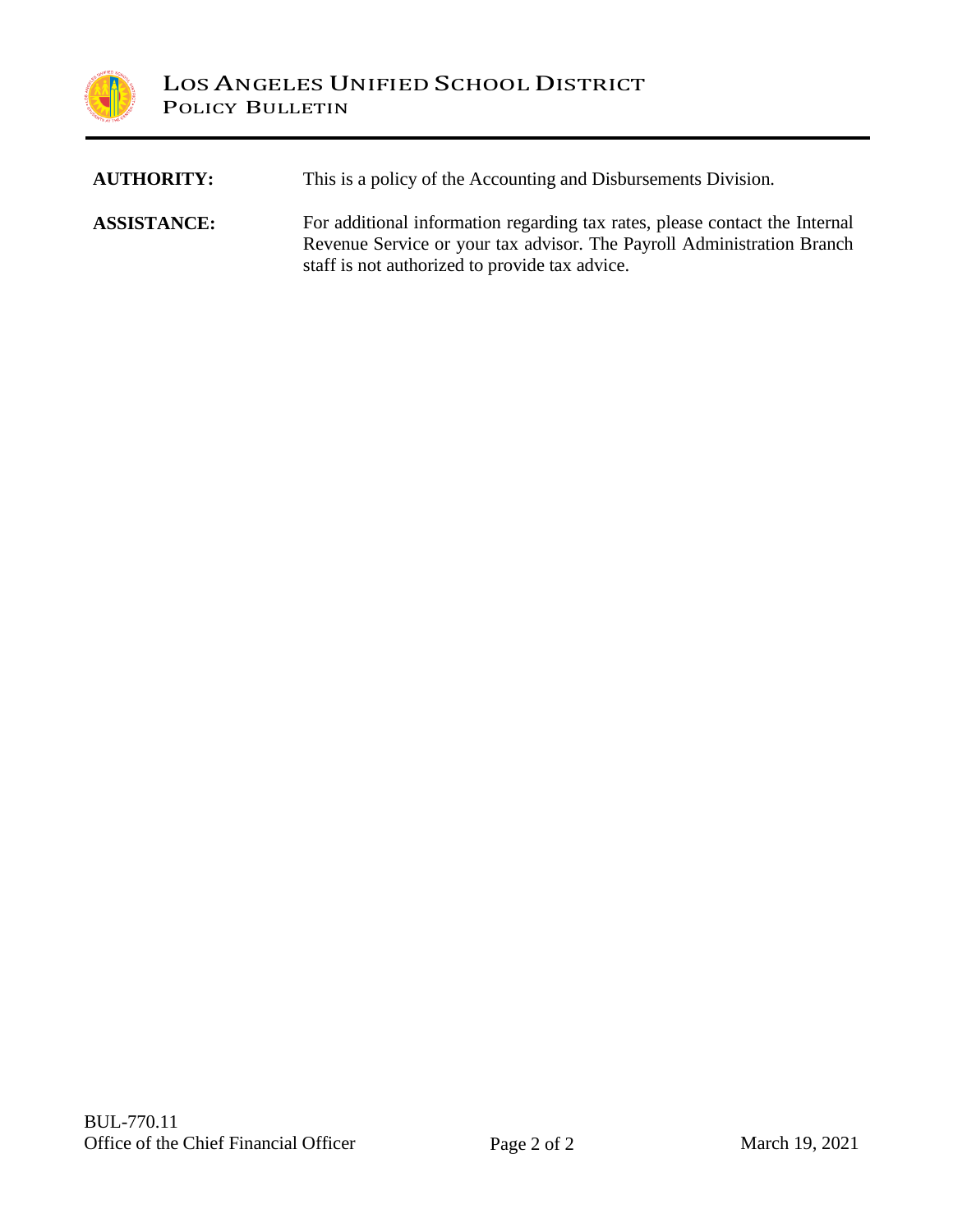**AUTHORITY:** This is a policy of the Accounting and Disbursements Division.

**ASSISTANCE:** For additional information regarding tax rates, please contact the Internal Revenue Service or your tax advisor. The Payroll Administration Branch staff is not authorized to provide tax advice.